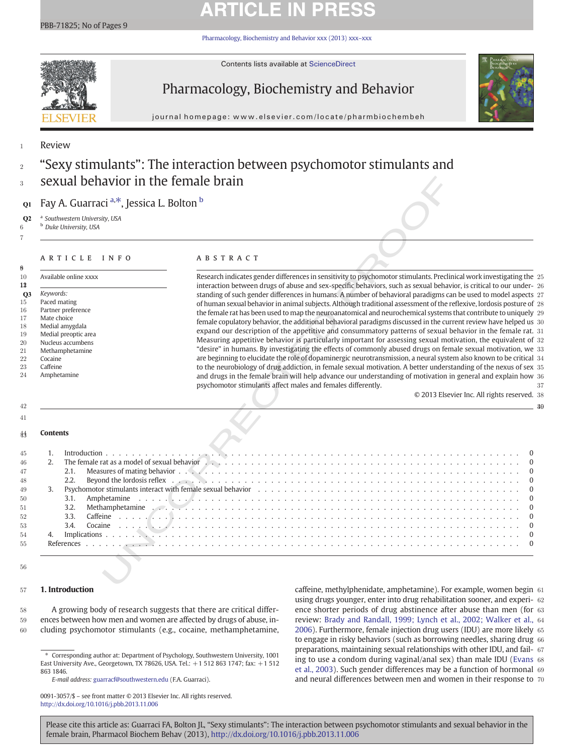Review

# "Sexy stimulants": The interaction between psychomotor stimulants and sexual behavior in the female brain

Fay A. Guarraci [a,*], Jessica L. Bolton [b]

[a] Southwestern University, USA
[b] Duke University, USA

## ARTICLE INFO

Available online xxxx

*Keywords:*
Paced mating
Partner preference
Mate choice
Medial amygdala
Medial preoptic area
Nucleus accumbens
Methamphetamine
Cocaine
Caffeine
Amphetamine

## ABSTRACT

Research indicates gender differences in sensitivity to psychomotor stimulants. Preclinical work investigating the interaction between drugs of abuse and sex-specific behaviors, such as sexual behavior, is critical to our understanding of such gender differences in humans. A number of behavioral paradigms can be used to model aspects of human sexual behavior in animal subjects. Although traditional assessment of the reflexive, lordosis posture of the female rat has been used to map the neuroanatomical and neurochemical systems that contribute to uniquely female copulatory behavior, the additional behavioral paradigms discussed in the current review have helped us expand our description of the appetitive and consummatory patterns of sexual behavior in the female rat. Measuring appetitive behavior is particularly important for assessing sexual motivation, the equivalent of "desire" in humans. By investigating the effects of commonly abused drugs on female sexual motivation, we are beginning to elucidate the role of dopaminergic neurotransmission, a neural system also known to be critical to the neurobiology of drug addiction, in female sexual motivation. A better understanding of the nexus of sex and drugs in the female brain will help advance our understanding of motivation in general and explain how psychomotor stimulants affect males and females differently.

© 2013 Elsevier Inc. All rights reserved.

## Contents

1. Introduction . . . 0
2. The female rat as a model of sexual behavior . . . 0
   2.1. Measures of mating behavior . . . 0
   2.2. Beyond the lordosis reflex . . . 0
3. Psychomotor stimulants interact with female sexual behavior . . . 0
   3.1. Amphetamine . . . 0
   3.2. Methamphetamine . . . 0
   3.3. Caffeine . . . 0
   3.4. Cocaine . . . 0
4. Implications . . . 0

References . . . 0

## 1. Introduction

A growing body of research suggests that there are critical differences between how men and women are affected by drugs of abuse, including psychomotor stimulants (e.g., cocaine, methamphetamine, caffeine, methylphenidate, amphetamine). For example, women begin using drugs younger, enter into drug rehabilitation sooner, and experience shorter periods of drug abstinence after abuse than men (for review: Brady and Randall, 1999; Lynch et al., 2002; Walker et al., 2006). Furthermore, female injection drug users (IDU) are more likely to engage in risky behaviors (such as borrowing needles, sharing drug preparations, maintaining sexual relationships with other IDU, and failing to use a condom during vaginal/anal sex) than male IDU (Evans et al., 2003). Such gender differences may be a function of hormonal and neural differences between men and women in their response to

\* Corresponding author at: Department of Psychology, Southwestern University, 1001 East University Ave., Georgetown, TX 78626, USA. Tel.: +1 512 863 1747; fax: +1 512 863 1846.
*E-mail address:* guarracf@southwestern.edu (F.A. Guarraci).

0091-3057/$ – see front matter © 2013 Elsevier Inc. All rights reserved.
http://dx.doi.org/10.1016/j.pbb.2013.11.006

Please cite this article as: Guarraci FA, Bolton JL, "Sexy stimulants": The interaction between psychomotor stimulants and sexual behavior in the female brain, Pharmacol Biochem Behav (2013), http://dx.doi.org/10.1016/j.pbb.2013.11.006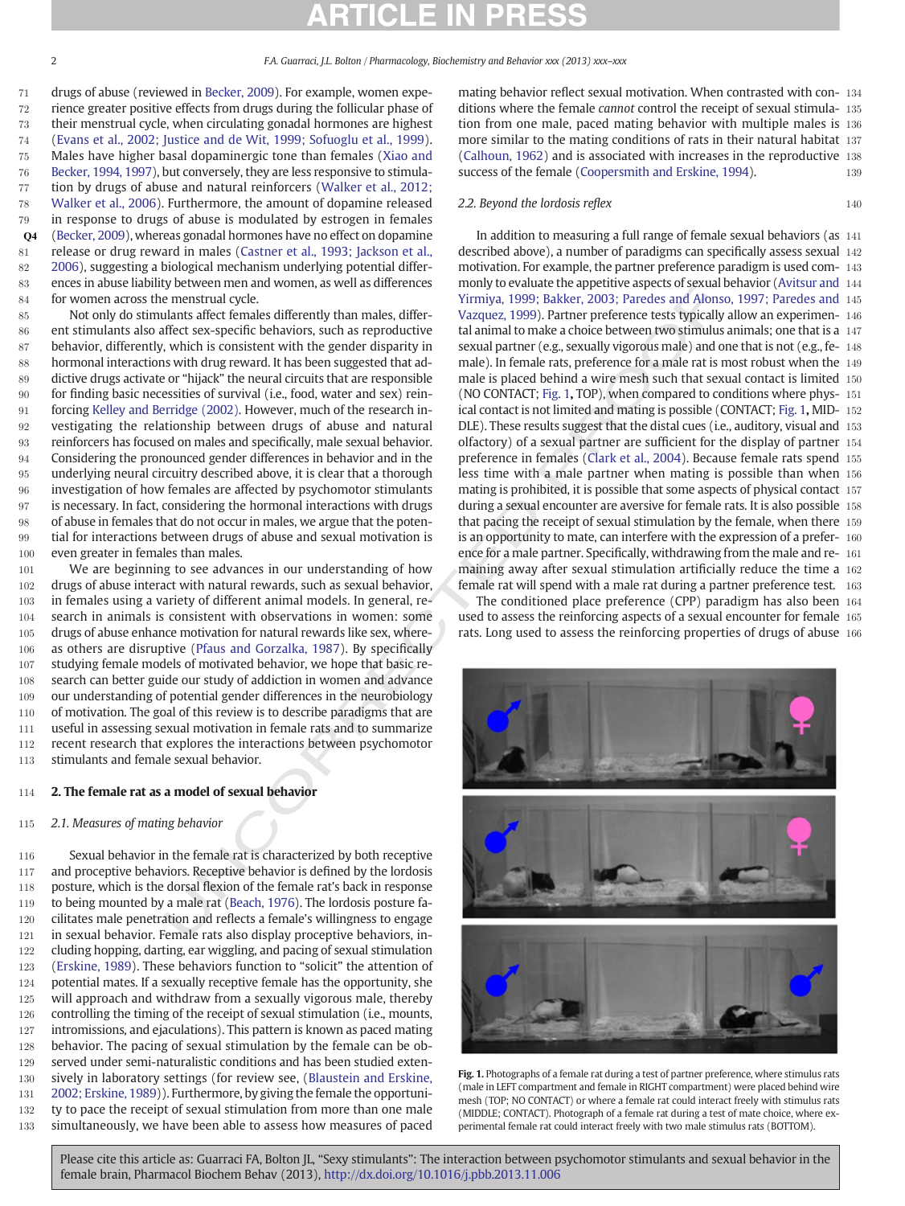drugs of abuse (reviewed in Becker, 2009). For example, women experience greater positive effects from drugs during the follicular phase of their menstrual cycle, when circulating gonadal hormones are highest (Evans et al., 2002; Justice and de Wit, 1999; Sofuoglu et al., 1999). Males have higher basal dopaminergic tone than females (Xiao and Becker, 1994, 1997), but conversely, they are less responsive to stimulation by drugs of abuse and natural reinforcers (Walker et al., 2012; Walker et al., 2006). Furthermore, the amount of dopamine released in response to drugs of abuse is modulated by estrogen in females (Becker, 2009), whereas gonadal hormones have no effect on dopamine release or drug reward in males (Castner et al., 1993; Jackson et al., 2006), suggesting a biological mechanism underlying potential differences in abuse liability between men and women, as well as differences for women across the menstrual cycle.

Not only do stimulants affect females differently than males, different stimulants also affect sex-specific behaviors, such as reproductive behavior, differently, which is consistent with the gender disparity in hormonal interactions with drug reward. It has been suggested that addictive drugs activate or "hijack" the neural circuits that are responsible for finding basic necessities of survival (i.e., food, water and sex) reinforcing Kelley and Berridge (2002). However, much of the research investigating the relationship between drugs of abuse and natural reinforcers has focused on males and specifically, male sexual behavior. Considering the pronounced gender differences in behavior and in the underlying neural circuitry described above, it is clear that a thorough investigation of how females are affected by psychomotor stimulants is necessary. In fact, considering the hormonal interactions with drugs of abuse in females that do not occur in males, we argue that the potential for interactions between drugs of abuse and sexual motivation is even greater in females than males.

We are beginning to see advances in our understanding of how drugs of abuse interact with natural rewards, such as sexual behavior, in females using a variety of different animal models. In general, research in animals is consistent with observations in women: some drugs of abuse enhance motivation for natural rewards like sex, whereas others are disruptive (Pfaus and Gorzalka, 1987). By specifically studying female models of motivated behavior, we hope that basic research can better guide our study of addiction in women and advance our understanding of potential gender differences in the neurobiology of motivation. The goal of this review is to describe paradigms that are useful in assessing sexual motivation in female rats and to summarize recent research that explores the interactions between psychomotor stimulants and female sexual behavior.

## 2. The female rat as a model of sexual behavior

### 2.1. Measures of mating behavior

Sexual behavior in the female rat is characterized by both receptive and proceptive behaviors. Receptive behavior is defined by the lordosis posture, which is the dorsal flexion of the female rat's back in response to being mounted by a male rat (Beach, 1976). The lordosis posture facilitates male penetration and reflects a female's willingness to engage in sexual behavior. Female rats also display proceptive behaviors, including hopping, darting, ear wiggling, and pacing of sexual stimulation (Erskine, 1989). These behaviors function to "solicit" the attention of potential mates. If a sexually receptive female has the opportunity, she will approach and withdraw from a sexually vigorous male, thereby controlling the timing of the receipt of sexual stimulation (i.e., mounts, intromissions, and ejaculations). This pattern is known as paced mating behavior. The pacing of sexual stimulation by the female can be observed under semi-naturalistic conditions and has been studied extensively in laboratory settings (for review see, (Blaustein and Erskine, 2002; Erskine, 1989)). Furthermore, by giving the female the opportunity to pace the receipt of sexual stimulation from more than one male simultaneously, we have been able to assess how measures of paced mating behavior reflect sexual motivation. When contrasted with conditions where the female *cannot* control the receipt of sexual stimulation from one male, paced mating behavior with multiple males is more similar to the mating conditions of rats in their natural habitat (Calhoun, 1962) and is associated with increases in the reproductive success of the female (Coopersmith and Erskine, 1994).

### 2.2. Beyond the lordosis reflex

In addition to measuring a full range of female sexual behaviors (as described above), a number of paradigms can specifically assess sexual motivation. For example, the partner preference paradigm is used commonly to evaluate the appetitive aspects of sexual behavior (Avitsur and Yirmiya, 1999; Bakker, 2003; Paredes and Alonso, 1997; Paredes and Vazquez, 1999). Partner preference tests typically allow an experimental animal to make a choice between two stimulus animals; one that is a sexual partner (e.g., sexually vigorous male) and one that is not (e.g., female). In female rats, preference for a male rat is most robust when the male is placed behind a wire mesh such that sexual contact is limited (NO CONTACT; Fig. 1, TOP), when compared to conditions where physical contact is not limited and mating is possible (CONTACT; Fig. 1, MIDDLE). These results suggest that the distal cues (i.e., auditory, visual and olfactory) of a sexual partner are sufficient for the display of partner preference in females (Clark et al., 2004). Because female rats spend less time with a male partner when mating is possible than when mating is prohibited, it is possible that some aspects of physical contact during a sexual encounter are aversive for female rats. It is also possible that pacing the receipt of sexual stimulation by the female, when there is an opportunity to mate, can interfere with the expression of a preference for a male partner. Specifically, withdrawing from the male and remaining away after sexual stimulation artificially reduce the time a female rat will spend with a male rat during a partner preference test.

The conditioned place preference (CPP) paradigm has also been used to assess the reinforcing aspects of a sexual encounter for female rats. Long used to assess the reinforcing properties of drugs of abuse

**Fig. 1.** Photographs of a female rat during a test of partner preference, where stimulus rats (male in LEFT compartment and female in RIGHT compartment) were placed behind wire mesh (TOP; NO CONTACT) or where a female rat could interact freely with stimulus rats (MIDDLE; CONTACT). Photograph of a female rat during a test of mate choice, where experimental female rat could interact freely with two male stimulus rats (BOTTOM).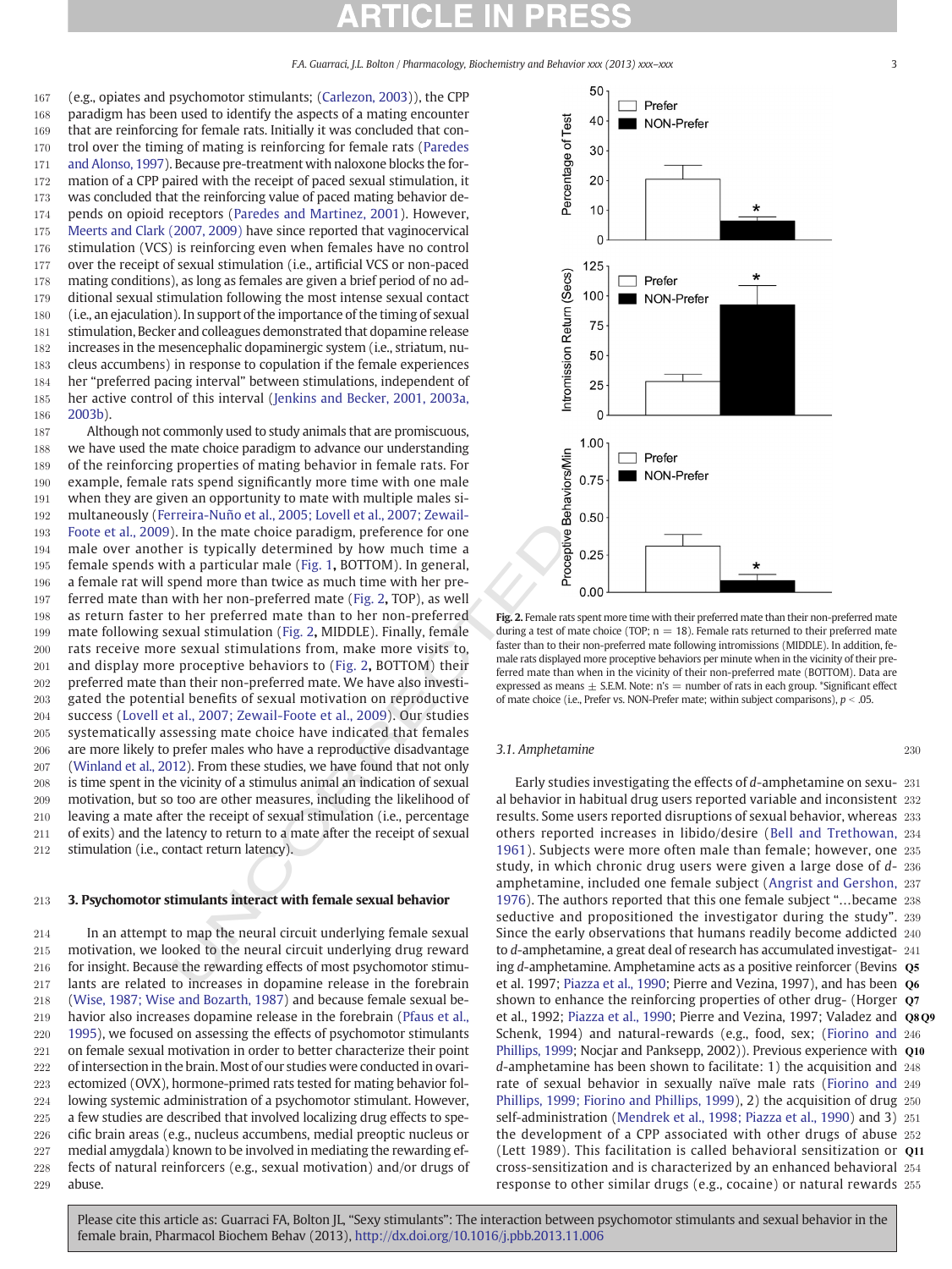(e.g., opiates and psychomotor stimulants; (Carlezon, 2003)), the CPP paradigm has been used to identify the aspects of a mating encounter that are reinforcing for female rats. Initially it was concluded that control over the timing of mating is reinforcing for female rats (Paredes and Alonso, 1997). Because pre-treatment with naloxone blocks the formation of a CPP paired with the receipt of paced sexual stimulation, it was concluded that the reinforcing value of paced mating behavior depends on opioid receptors (Paredes and Martinez, 2001). However, Meerts and Clark (2007, 2009) have since reported that vaginocervical stimulation (VCS) is reinforcing even when females have no control over the receipt of sexual stimulation (i.e., artificial VCS or non-paced mating conditions), as long as females are given a brief period of no additional sexual stimulation following the most intense sexual contact (i.e., an ejaculation). In support of the importance of the timing of sexual stimulation, Becker and colleagues demonstrated that dopamine release increases in the mesencephalic dopaminergic system (i.e., striatum, nucleus accumbens) in response to copulation if the female experiences her "preferred pacing interval" between stimulations, independent of her active control of this interval (Jenkins and Becker, 2001, 2003a, 2003b).

Although not commonly used to study animals that are promiscuous, we have used the mate choice paradigm to advance our understanding of the reinforcing properties of mating behavior in female rats. For example, female rats spend significantly more time with one male when they are given an opportunity to mate with multiple males simultaneously (Ferreira-Nuño et al., 2005; Lovell et al., 2007; Zewail-Foote et al., 2009). In the mate choice paradigm, preference for one male over another is typically determined by how much time a female spends with a particular male (Fig. 1, BOTTOM). In general, a female rat will spend more than twice as much time with her preferred mate than with her non-preferred mate (Fig. 2, TOP), as well as return faster to her preferred mate than to her non-preferred mate following sexual stimulation (Fig. 2, MIDDLE). Finally, female rats receive more sexual stimulations from, make more visits to, and display more proceptive behaviors to (Fig. 2, BOTTOM) their preferred mate than their non-preferred mate. We have also investigated the potential benefits of sexual motivation on reproductive success (Lovell et al., 2007; Zewail-Foote et al., 2009). Our studies systematically assessing mate choice have indicated that females are more likely to prefer males who have a reproductive disadvantage (Winland et al., 2012). From these studies, we have found that not only is time spent in the vicinity of a stimulus animal an indication of sexual motivation, but so too are other measures, including the likelihood of leaving a mate after the receipt of sexual stimulation (i.e., percentage of exits) and the latency to return to a mate after the receipt of sexual stimulation (i.e., contact return latency).

## 3. Psychomotor stimulants interact with female sexual behavior

In an attempt to map the neural circuit underlying female sexual motivation, we looked to the neural circuit underlying drug reward for insight. Because the rewarding effects of most psychomotor stimulants are related to increases in dopamine release in the forebrain (Wise, 1987; Wise and Bozarth, 1987) and because female sexual behavior also increases dopamine release in the forebrain (Pfaus et al., 1995), we focused on assessing the effects of psychomotor stimulants on female sexual motivation in order to better characterize their point of intersection in the brain. Most of our studies were conducted in ovariectomized (OVX), hormone-primed rats tested for mating behavior following systemic administration of a psychomotor stimulant. However, a few studies are described that involved localizing drug effects to specific brain areas (e.g., nucleus accumbens, medial preoptic nucleus or medial amygdala) known to be involved in mediating the rewarding effects of natural reinforcers (e.g., sexual motivation) and/or drugs of abuse.

Percentage of Test
50
40
30
20
10
0
Prefer
NON-Prefer
*

Intromission Return (Secs)
125
100
75
50
25
0
Prefer
NON-Prefer
*

Proceptive Behaviors/Min
1.00
0.75
0.50
0.25
0.00
Prefer
NON-Prefer
*

**Fig. 2.** Female rats spent more time with their preferred mate than their non-preferred mate during a test of mate choice (TOP; n = 18). Female rats returned to their preferred mate faster than to their non-preferred mate following intromissions (MIDDLE). In addition, female rats displayed more proceptive behaviors per minute when in the vicinity of their preferred mate than when in the vicinity of their non-preferred mate (BOTTOM). Data are expressed as means ± S.E.M. Note: n's = number of rats in each group. *Significant effect of mate choice (i.e., Prefer vs. NON-Prefer mate; within subject comparisons), $p < .05$.

### 3.1. Amphetamine

Early studies investigating the effects of *d*-amphetamine on sexual behavior in habitual drug users reported variable and inconsistent results. Some users reported disruptions of sexual behavior, whereas others reported increases in libido/desire (Bell and Trethowan, 1961). Subjects were more often male than female; however, one study, in which chronic drug users were given a large dose of *d*-amphetamine, included one female subject (Angrist and Gershon, 1976). The authors reported that this one female subject "…became seductive and propositioned the investigator during the study". Since the early observations that humans readily become addicted to *d*-amphetamine, a great deal of research has accumulated investigating *d*-amphetamine. Amphetamine acts as a positive reinforcer (Bevins et al. 1997; Piazza et al., 1990; Pierre and Vezina, 1997), and has been shown to enhance the reinforcing properties of other drug- (Horger et al., 1992; Piazza et al., 1990; Pierre and Vezina, 1997; Valadez and Schenk, 1994) and natural-rewards (e.g., food, sex; (Fiorino and Phillips, 1999; Nocjar and Panksepp, 2002)). Previous experience with *d*-amphetamine has been shown to facilitate: 1) the acquisition and rate of sexual behavior in sexually naïve male rats (Fiorino and Phillips, 1999; Fiorino and Phillips, 1999), 2) the acquisition of drug self-administration (Mendrek et al., 1998; Piazza et al., 1990) and 3) the development of a CPP associated with other drugs of abuse (Lett 1989). This facilitation is called behavioral sensitization or cross-sensitization and is characterized by an enhanced behavioral response to other similar drugs (e.g., cocaine) or natural rewards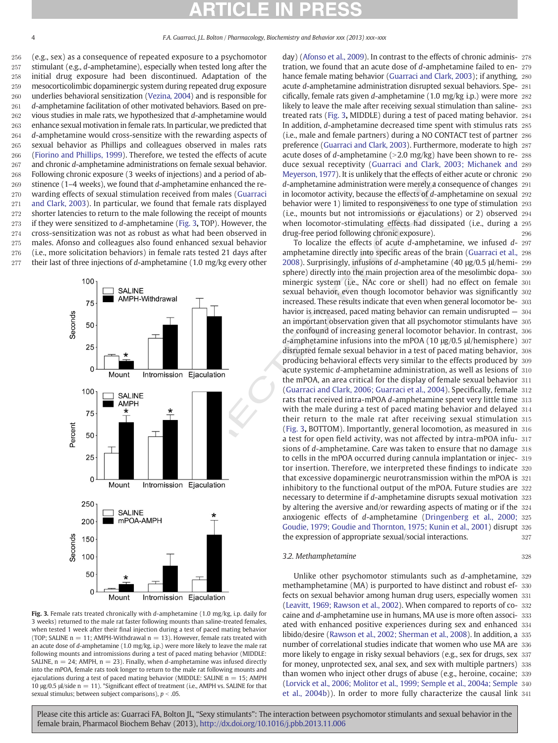(e.g., sex) as a consequence of repeated exposure to a psychomotor stimulant (e.g., *d*-amphetamine), especially when tested long after the initial drug exposure had been discontinued. Adaptation of the mesocorticolimbic dopaminergic system during repeated drug exposure underlies behavioral sensitization (Vezina, 2004) and is responsible for *d*-amphetamine facilitation of other motivated behaviors. Based on previous studies in male rats, we hypothesized that *d*-amphetamine would enhance sexual motivation in female rats. In particular, we predicted that *d*-amphetamine would cross-sensitize with the rewarding aspects of sexual behavior as Phillips and colleagues observed in males rats (Fiorino and Phillips, 1999). Therefore, we tested the effects of acute and chronic *d*-amphetamine administrations on female sexual behavior. Following chronic exposure (3 weeks of injections) and a period of abstinence (1–4 weeks), we found that *d*-amphetamine enhanced the rewarding effects of sexual stimulation received from males (Guarraci and Clark, 2003). In particular, we found that female rats displayed shorter latencies to return to the male following the receipt of mounts if they were sensitized to *d*-amphetamine (Fig. 3, TOP). However, the cross-sensitization was not as robust as what had been observed in males. Afonso and colleagues also found enhanced sexual behavior (i.e., more solicitation behaviors) in female rats tested 21 days after their last of three injections of *d*-amphetamine (1.0 mg/kg every other day) (Afonso et al., 2009). In contrast to the effects of chronic administration, we found that an acute dose of *d*-amphetamine failed to enhance female mating behavior (Guarraci and Clark, 2003); if anything, acute *d*-amphetamine administration disrupted sexual behaviors. Specifically, female rats given *d*-amphetamine (1.0 mg/kg i.p.) were more likely to leave the male after receiving sexual stimulation than saline-treated rats (Fig. 3, MIDDLE) during a test of paced mating behavior. In addition, *d*-amphetamine decreased time spent with stimulus rats (i.e., male and female partners) during a NO CONTACT test of partner preference (Guarraci and Clark, 2003). Furthermore, moderate to high acute doses of *d*-amphetamine (>2.0 mg/kg) have been shown to reduce sexual receptivity (Guarraci and Clark, 2003; Michanek and Meyerson, 1977). It is unlikely that the effects of either acute or chronic *d*-amphetamine administration were merely a consequence of changes in locomotor activity, because the effects of *d*-amphetamine on sexual behavior were 1) limited to responsiveness to one type of stimulation (i.e., mounts but not intromissions or ejaculations) or 2) observed when locomotor-stimulating effects had dissipated (i.e., during a drug-free period following chronic exposure).

To localize the effects of acute *d*-amphetamine, we infused *d*-amphetamine directly into specific areas of the brain (Guarraci et al., 2008). Surprisingly, infusions of *d*-amphetamine (40 μg/0.5 μl/hemisphere) directly into the main projection area of the mesolimbic dopaminergic system (i.e., NAc core or shell) had no effect on female sexual behavior, even though locomotor behavior was significantly increased. These results indicate that even when general locomotor behavior is increased, paced mating behavior can remain undisrupted — an important observation given that all psychomotor stimulants have the confound of increasing general locomotor behavior. In contrast, *d*-amphetamine infusions into the mPOA (10 μg/0.5 μl/hemisphere) disrupted female sexual behavior in a test of paced mating behavior, producing behavioral effects very similar to the effects produced by acute systemic *d*-amphetamine administration, as well as lesions of the mPOA, an area critical for the display of female sexual behavior (Guarraci and Clark, 2006; Guarraci et al., 2004). Specifically, female rats that received intra-mPOA *d*-amphetamine spent very little time with the male during a test of paced mating behavior and delayed their return to the male rat after receiving sexual stimulation (Fig. 3, BOTTOM). Importantly, general locomotion, as measured in a test for open field activity, was not affected by intra-mPOA infusions of *d*-amphetamine. Care was taken to ensure that no damage to cells in the mPOA occurred during cannula implantation or injector insertion. Therefore, we interpreted these findings to indicate that excessive dopaminergic neurotransmission within the mPOA is inhibitory to the functional output of the mPOA. Future studies are necessary to determine if *d*-amphetamine disrupts sexual motivation by altering the aversive and/or rewarding aspects of mating or if the anxiogenic effects of *d*-amphetamine (Dringenberg et al., 2000; Goudie, 1979; Goudie and Thornton, 1975; Kunin et al., 2001) disrupt the expression of appropriate sexual/social interactions.

SALINE
AMPH-Withdrawal
Seconds
0 25 50 75 100
Mount Intromission Ejaculation
*

SALINE
AMPH
Percent
0 25 50 75 100
Mount Intromission Ejaculation
* *

SALINE
mPOA-AMPH
Seconds
0 50 100 150 200 250
Mount Intromission Ejaculation
* *

**Fig. 3.** Female rats treated chronically with *d*-amphetamine (1.0 mg/kg, i.p. daily for 3 weeks) returned to the male rat faster following mounts than saline-treated females, when tested 1 week after their final injection during a test of paced mating behavior (TOP; SALINE n = 11; AMPH-Withdrawal n = 13). However, female rats treated with an acute dose of *d*-amphetamine (1.0 mg/kg, i.p.) were more likely to leave the male rat following mounts and intromissions during a test of paced mating behavior (MIDDLE: SALINE, n = 24; AMPH, n = 23). Finally, when *d*-amphetamine was infused directly into the mPOA, female rats took longer to return to the male rat following mounts and ejaculations during a test of paced mating behavior (MIDDLE: SALINE n = 15; AMPH 10 μg/0.5 μl/side n = 11). *Significant effect of treatment (i.e., AMPH vs. SALINE for that sexual stimulus; between subject comparisons), $p < .05$.

### 3.2. Methamphetamine

Unlike other psychomotor stimulants such as *d*-amphetamine, methamphetamine (MA) is purported to have distinct and robust effects on sexual behavior among human drug users, especially women (Leavitt, 1969; Rawson et al., 2002). When compared to reports of cocaine and *d*-amphetamine use in humans, MA use is more often associated with enhanced positive experiences during sex and enhanced libido/desire (Rawson et al., 2002; Sherman et al., 2008). In addition, a number of correlational studies indicate that women who use MA are more likely to engage in risky sexual behaviors (e.g., sex for drugs, sex for money, unprotected sex, anal sex, and sex with multiple partners) than women who inject other drugs of abuse (e.g., heroine, cocaine; (Lorvick et al., 2006; Molitor et al., 1999; Semple et al., 2004a; Semple et al., 2004b)). In order to more fully characterize the causal link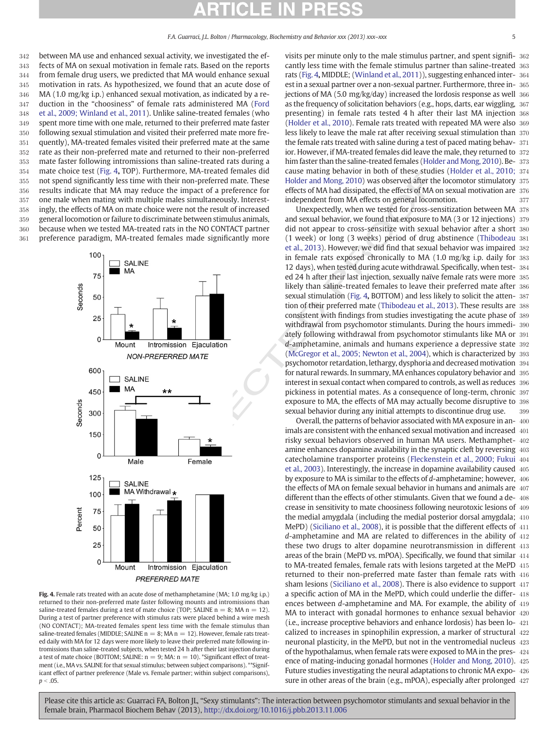between MA use and enhanced sexual activity, we investigated the effects of MA on sexual motivation in female rats. Based on the reports from female drug users, we predicted that MA would enhance sexual motivation in rats. As hypothesized, we found that an acute dose of MA (1.0 mg/kg i.p.) enhanced sexual motivation, as indicated by a reduction in the "choosiness" of female rats administered MA (Ford et al., 2009; Winland et al., 2011). Unlike saline-treated females (who spent more time with one male, returned to their preferred mate faster following sexual stimulation and visited their preferred mate more frequently), MA-treated females visited their preferred mate at the same rate as their non-preferred mate and returned to their non-preferred mate faster following intromissions than saline-treated rats during a mate choice test (Fig. 4, TOP). Furthermore, MA-treated females did not spend significantly less time with their non-preferred mate. These results indicate that MA may reduce the impact of a preference for one male when mating with multiple males simultaneously. Interestingly, the effects of MA on mate choice were not the result of increased general locomotion or failure to discriminate between stimulus animals, because when we tested MA-treated rats in the NO CONTACT partner preference paradigm, MA-treated females made significantly more visits per minute only to the male stimulus partner, and spent significantly less time with the female stimulus partner than saline-treated rats (Fig. 4, MIDDLE; (Winland et al., 2011)), suggesting enhanced interest in a sexual partner over a non-sexual partner. Furthermore, three injections of MA (5.0 mg/kg/day) increased the lordosis response as well as the frequency of solicitation behaviors (e.g., hops, darts, ear wiggling, presenting) in female rats tested 4 h after their last MA injection (Holder et al., 2010). Female rats treated with repeated MA were also less likely to leave the male rat after receiving sexual stimulation than the female rats treated with saline during a test of paced mating behavior. However, if MA-treated females did leave the male, they returned to him faster than the saline-treated females (Holder and Mong, 2010). Because mating behavior in both of these studies (Holder et al., 2010; Holder and Mong, 2010) was observed after the locomotor stimulatory effects of MA had dissipated, the effects of MA on sexual motivation are independent from MA effects on general locomotion.

Unexpectedly, when we tested for cross-sensitization between MA and sexual behavior, we found that exposure to MA (3 or 12 injections) did not appear to cross-sensitize with sexual behavior after a short (1 week) or long (3 weeks) period of drug abstinence (Thibodeau et al., 2013). However, we did find that sexual behavior was impaired in female rats exposed chronically to MA (1.0 mg/kg i.p. daily for 12 days), when tested during acute withdrawal. Specifically, when tested 24 h after their last injection, sexually naïve female rats were more likely than saline-treated females to leave their preferred mate after sexual stimulation (Fig. 4, BOTTOM) and less likely to solicit the attention of their preferred mate (Thibodeau et al., 2013). These results are consistent with findings from studies investigating the acute phase of withdrawal from psychomotor stimulants. During the hours immediately following withdrawal from psychomotor stimulants like MA or *d*-amphetamine, animals and humans experience a depressive state (McGregor et al., 2005; Newton et al., 2004), which is characterized by psychomotor retardation, lethargy, dysphoria and decreased motivation for natural rewards. In summary, MA enhances copulatory behavior and interest in sexual contact when compared to controls, as well as reduces pickiness in potential mates. As a consequence of long-term, chronic exposure to MA, the effects of MA may actually become disruptive to sexual behavior during any initial attempts to discontinue drug use.

Overall, the patterns of behavior associated with MA exposure in animals are consistent with the enhanced sexual motivation and increased risky sexual behaviors observed in human MA users. Methamphetamine enhances dopamine availability in the synaptic cleft by reversing catecholamine transporter proteins (Fleckenstein et al., 2000; Fukui et al., 2003). Interestingly, the increase in dopamine availability caused by exposure to MA is similar to the effects of *d*-amphetamine; however, the effects of MA on female sexual behavior in humans and animals are different than the effects of other stimulants. Given that we found a decrease in sensitivity to mate choosiness following neurotoxic lesions of the medial amygdala (including the medial posterior dorsal amygdala; MePD) (Siciliano et al., 2008), it is possible that the different effects of *d*-amphetamine and MA are related to differences in the ability of these two drugs to alter dopamine neurotransmission in different areas of the brain (MePD vs. mPOA). Specifically, we found that similar to MA-treated females, female rats with lesions targeted at the MePD returned to their non-preferred mate faster than female rats with sham lesions (Siciliano et al., 2008). There is also evidence to support a specific action of MA in the MePD, which could underlie the differences between *d*-amphetamine and MA. For example, the ability of MA to interact with gonadal hormones to enhance sexual behavior (i.e., increase proceptive behaviors and enhance lordosis) has been localized to increases in spinophilin expression, a marker of structural neuronal plasticity, in the MePD, but not in the ventromedial nucleus of the hypothalamus, when female rats were exposed to MA in the presence of mating-inducing gonadal hormones (Holder and Mong, 2010). Future studies investigating the neural adaptations to chronic MA exposure in other areas of the brain (e.g., mPOA), especially after prolonged

100
75
50
25
0
Seconds
SALINE
MA
*
*
Mount
Intromission
Ejaculation
NON-PREFERRED MATE

600
450
300
150
0
Seconds
SALINE
MA
**
*
Male
Female

125
100
75
50
25
0
Percent
SALINE
MA Withdrawal
*
Mount
Intromission
Ejaculation
PREFERRED MATE

**Fig. 4.** Female rats treated with an acute dose of methamphetamine (MA; 1.0 mg/kg i.p.) returned to their non-preferred mate faster following mounts and intromissions than saline-treated females during a test of mate choice (TOP; SALINE n = 8; MA n = 12). During a test of partner preference with stimulus rats were placed behind a wire mesh (NO CONTACT); MA-treated females spent less time with the female stimulus than saline-treated females (MIDDLE; SALINE n = 8; MA n = 12). However, female rats treated daily with MA for 12 days were more likely to leave their preferred mate following intromissions than saline-treated subjects, when tested 24 h after their last injection during a test of mate choice (BOTTOM: SALINE: n = 9; MA: n = 10). *Significant effect of treatment (i.e., MA vs. SALINE for that sexual stimulus; between subject comparisons). **Significant effect of partner preference (Male vs. Female partner; within subject comparisons), $p < .05$.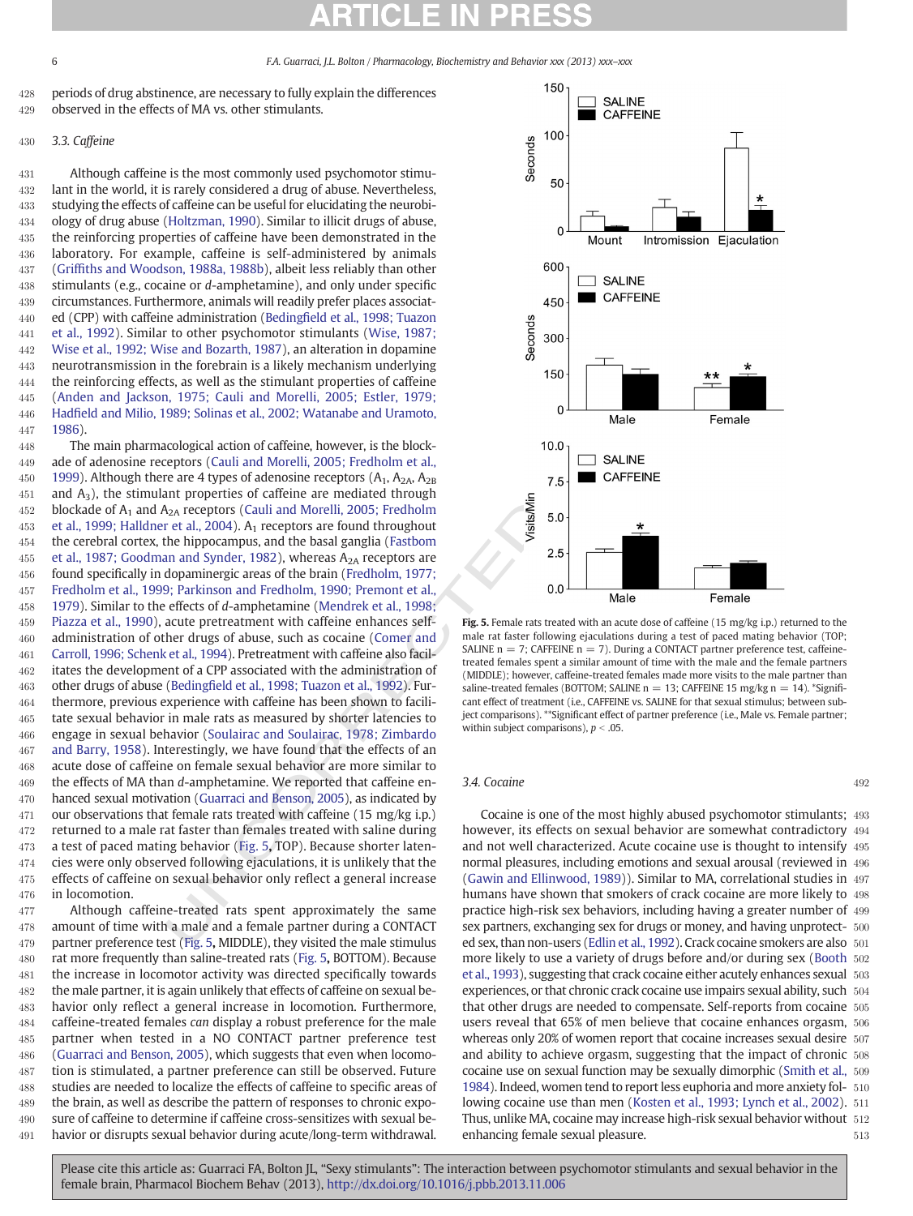periods of drug abstinence, are necessary to fully explain the differences observed in the effects of MA vs. other stimulants.

### 3.3. Caffeine

Although caffeine is the most commonly used psychomotor stimulant in the world, it is rarely considered a drug of abuse. Nevertheless, studying the effects of caffeine can be useful for elucidating the neurobiology of drug abuse (Holtzman, 1990). Similar to illicit drugs of abuse, the reinforcing properties of caffeine have been demonstrated in the laboratory. For example, caffeine is self-administered by animals (Griffiths and Woodson, 1988a, 1988b), albeit less reliably than other stimulants (e.g., cocaine or *d*-amphetamine), and only under specific circumstances. Furthermore, animals will readily prefer places associated (CPP) with caffeine administration (Bedingfield et al., 1998; Tuazon et al., 1992). Similar to other psychomotor stimulants (Wise, 1987; Wise et al., 1992; Wise and Bozarth, 1987), an alteration in dopamine neurotransmission in the forebrain is a likely mechanism underlying the reinforcing effects, as well as the stimulant properties of caffeine (Anden and Jackson, 1975; Cauli and Morelli, 2005; Estler, 1979; Hadfield and Milio, 1989; Solinas et al., 2002; Watanabe and Uramoto, 1986).

The main pharmacological action of caffeine, however, is the blockade of adenosine receptors (Cauli and Morelli, 2005; Fredholm et al., 1999). Although there are 4 types of adenosine receptors ($A_1$, $A_{2A}$, $A_{2B}$ and $A_3$), the stimulant properties of caffeine are mediated through blockade of $A_1$ and $A_{2A}$ receptors (Cauli and Morelli, 2005; Fredholm et al., 1999; Halldner et al., 2004). $A_1$ receptors are found throughout the cerebral cortex, the hippocampus, and the basal ganglia (Fastbom et al., 1987; Goodman and Synder, 1982), whereas $A_{2A}$ receptors are found specifically in dopaminergic areas of the brain (Fredholm, 1977; Fredholm et al., 1999; Parkinson and Fredholm, 1990; Premont et al., 1979). Similar to the effects of *d*-amphetamine (Mendrek et al., 1998; Piazza et al., 1990), acute pretreatment with caffeine enhances self-administration of other drugs of abuse, such as cocaine (Comer and Carroll, 1996; Schenk et al., 1994). Pretreatment with caffeine also facilitates the development of a CPP associated with the administration of other drugs of abuse (Bedingfield et al., 1998; Tuazon et al., 1992). Furthermore, previous experience with caffeine has been shown to facilitate sexual behavior in male rats as measured by shorter latencies to engage in sexual behavior (Soulairac and Soulairac, 1978; Zimbardo and Barry, 1958). Interestingly, we have found that the effects of an acute dose of caffeine on female sexual behavior are more similar to the effects of MA than *d*-amphetamine. We reported that caffeine enhanced sexual motivation (Guarraci and Benson, 2005), as indicated by our observations that female rats treated with caffeine (15 mg/kg i.p.) returned to a male rat faster than females treated with saline during a test of paced mating behavior (Fig. 5, TOP). Because shorter latencies were only observed following ejaculations, it is unlikely that the effects of caffeine on sexual behavior only reflect a general increase in locomotion.

Although caffeine-treated rats spent approximately the same amount of time with a male and a female partner during a CONTACT partner preference test (Fig. 5, MIDDLE), they visited the male stimulus rat more frequently than saline-treated rats (Fig. 5, BOTTOM). Because the increase in locomotor activity was directed specifically towards the male partner, it is again unlikely that effects of caffeine on sexual behavior only reflect a general increase in locomotion. Furthermore, caffeine-treated females *can* display a robust preference for the male partner when tested in a NO CONTACT partner preference test (Guarraci and Benson, 2005), which suggests that even when locomotion is stimulated, a partner preference can still be observed. Future studies are needed to localize the effects of caffeine to specific areas of the brain, as well as describe the pattern of responses to chronic exposure of caffeine to determine if caffeine cross-sensitizes with sexual behavior or disrupts sexual behavior during acute/long-term withdrawal.

150
100
50
0
Seconds
SALINE
CAFFEINE
Mount
Intromission
Ejaculation
*

600
450
300
150
0
Seconds
SALINE
CAFFEINE
Male
Female
**
*

10.0
7.5
5.0
2.5
0.0
Visits/Min
SALINE
CAFFEINE
Male
Female
*

**Fig. 5.** Female rats treated with an acute dose of caffeine (15 mg/kg i.p.) returned to the male rat faster following ejaculations during a test of paced mating behavior (TOP; SALINE n = 7; CAFFEINE n = 7). During a CONTACT partner preference test, caffeine-treated females spent a similar amount of time with the male and the female partners (MIDDLE); however, caffeine-treated females made more visits to the male partner than saline-treated females (BOTTOM; SALINE n = 13; CAFFEINE n = 14). *Significant effect of treatment (i.e., CAFFEINE vs. SALINE for that sexual stimulus; between subject comparisons). **Significant effect of partner preference (i.e., Male vs. Female partner; within subject comparisons), $p < .05$.

### 3.4. Cocaine

Cocaine is one of the most highly abused psychomotor stimulants; however, its effects on sexual behavior are somewhat contradictory and not well characterized. Acute cocaine use is thought to intensify normal pleasures, including emotions and sexual arousal (reviewed in (Gawin and Ellinwood, 1989)). Similar to MA, correlational studies in humans have shown that smokers of crack cocaine are more likely to practice high-risk sex behaviors, including having a greater number of sex partners, exchanging sex for drugs or money, and having unprotected sex, than non-users (Edlin et al., 1992). Crack cocaine smokers are also more likely to use a variety of drugs before and/or during sex (Booth et al., 1993), suggesting that crack cocaine either acutely enhances sexual experiences, or that chronic crack cocaine use impairs sexual ability, such that other drugs are needed to compensate. Self-reports from cocaine users reveal that 65% of men believe that cocaine enhances orgasm, whereas only 20% of women report that cocaine increases sexual desire and ability to achieve orgasm, suggesting that the impact of chronic cocaine use on sexual function may be sexually dimorphic (Smith et al., 1984). Indeed, women tend to report less euphoria and more anxiety following cocaine use than men (Kosten et al., 1993; Lynch et al., 2002). Thus, unlike MA, cocaine may increase high-risk sexual behavior without enhancing female sexual pleasure.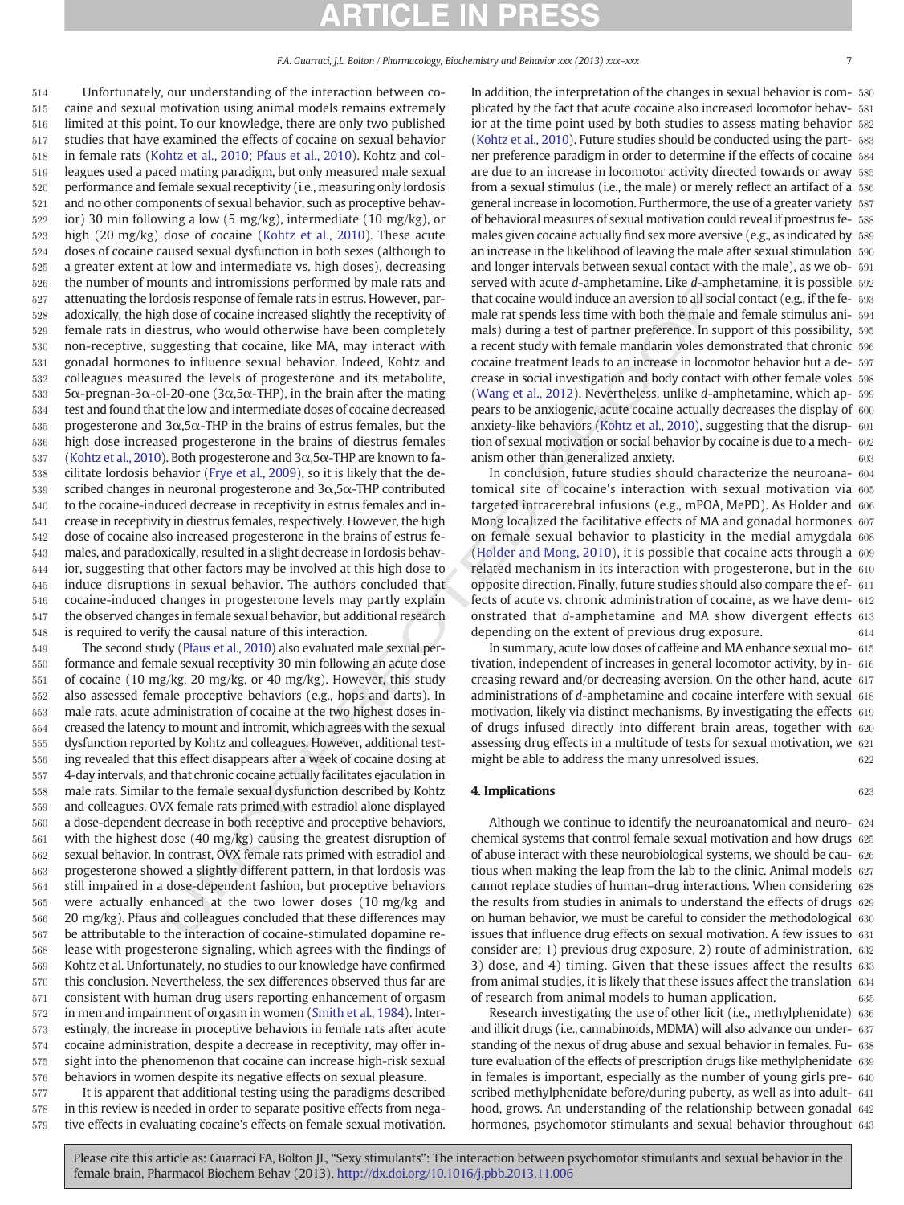Unfortunately, our understanding of the interaction between cocaine and sexual motivation using animal models remains extremely limited at this point. To our knowledge, there are only two published studies that have examined the effects of cocaine on sexual behavior in female rats (Kohtz et al., 2010; Pfaus et al., 2010). Kohtz and colleagues used a paced mating paradigm, but only measured male sexual performance and female sexual receptivity (i.e., measuring only lordosis and no other components of sexual behavior, such as proceptive behavior) 30 min following a low (5 mg/kg), intermediate (10 mg/kg), or high (20 mg/kg) dose of cocaine (Kohtz et al., 2010). These acute doses of cocaine caused sexual dysfunction in both sexes (although to a greater extent at low and intermediate vs. high doses), decreasing the number of mounts and intromissions performed by male rats and attenuating the lordosis response of female rats in estrus. However, paradoxically, the high dose of cocaine increased slightly the receptivity of female rats in diestrus, who would otherwise have been completely non-receptive, suggesting that cocaine, like MA, may interact with gonadal hormones to influence sexual behavior. Indeed, Kohtz and colleagues measured the levels of progesterone and its metabolite, 5α-pregnan-3α-ol-20-one (3α,5α-THP), in the brain after the mating test and found that the low and intermediate doses of cocaine decreased progesterone and 3α,5α-THP in the brains of estrus females, but the high dose increased progesterone in the brains of diestrus females (Kohtz et al., 2010). Both progesterone and 3α,5α-THP are known to facilitate lordosis behavior (Frye et al., 2009), so it is likely that the described changes in neuronal progesterone and 3α,5α-THP contributed to the cocaine-induced decrease in receptivity in estrus females and increase in receptivity in diestrus females, respectively. However, the high dose of cocaine also increased progesterone in the brains of estrus females, and paradoxically, resulted in a slight decrease in lordosis behavior, suggesting that other factors may be involved at this high dose to induce disruptions in sexual behavior. The authors concluded that cocaine-induced changes in progesterone levels may partly explain the observed changes in female sexual behavior, but additional research is required to verify the causal nature of this interaction.

The second study (Pfaus et al., 2010) also evaluated male sexual performance and female sexual receptivity 30 min following an acute dose of cocaine (10 mg/kg, 20 mg/kg, or 40 mg/kg). However, this study also assessed female proceptive behaviors (e.g., hops and darts). In male rats, acute administration of cocaine at the two highest doses increased the latency to mount and intromit, which agrees with the sexual dysfunction reported by Kohtz and colleagues. However, additional testing revealed that this effect disappears after a week of cocaine dosing at 4-day intervals, and that chronic cocaine actually facilitates ejaculation in male rats. Similar to the female sexual dysfunction described by Kohtz and colleagues, OVX female rats primed with estradiol alone displayed a dose-dependent decrease in both receptive and proceptive behaviors, with the highest dose (40 mg/kg) causing the greatest disruption of sexual behavior. In contrast, OVX female rats primed with estradiol and progesterone showed a slightly different pattern, in that lordosis was still impaired in a dose-dependent fashion, but proceptive behaviors were actually enhanced at the two lower doses (10 mg/kg and 20 mg/kg). Pfaus and colleagues concluded that these differences may be attributable to the interaction of cocaine-stimulated dopamine release with progesterone signaling, which agrees with the findings of Kohtz et al. Unfortunately, no studies to our knowledge have confirmed this conclusion. Nevertheless, the sex differences observed thus far are consistent with human drug users reporting enhancement of orgasm in men and impairment of orgasm in women (Smith et al., 1984). Interestingly, the increase in proceptive behaviors in female rats after acute cocaine administration, despite a decrease in receptivity, may offer insight into the phenomenon that cocaine can increase high-risk sexual behaviors in women despite its negative effects on sexual pleasure.

It is apparent that additional testing using the paradigms described in this review is needed in order to separate positive effects from negative effects in evaluating cocaine's effects on female sexual motivation. In addition, the interpretation of the changes in sexual behavior is complicated by the fact that acute cocaine also increased locomotor behavior at the time point used by both studies to assess mating behavior (Kohtz et al., 2010). Future studies should be conducted using the partner preference paradigm in order to determine if the effects of cocaine are due to an increase in locomotor activity directed towards or away from a sexual stimulus (i.e., the male) or merely reflect an artifact of a general increase in locomotion. Furthermore, the use of a greater variety of behavioral measures of sexual motivation could reveal if proestrus females given cocaine actually find sex more aversive (e.g., as indicated by an increase in the likelihood of leaving the male after sexual stimulation and longer intervals between sexual contact with the male), as we observed with acute *d*-amphetamine. Like *d*-amphetamine, it is possible that cocaine would induce an aversion to all social contact (e.g., if the female rat spends less time with both the male and female stimulus animals) during a test of partner preference. In support of this possibility, a recent study with female mandarin voles demonstrated that chronic cocaine treatment leads to an increase in locomotor behavior but a decrease in social investigation and body contact with other female voles (Wang et al., 2012). Nevertheless, unlike *d*-amphetamine, which appears to be anxiogenic, acute cocaine actually decreases the display of anxiety-like behaviors (Kohtz et al., 2010), suggesting that the disruption of sexual motivation or social behavior by cocaine is due to a mechanism other than generalized anxiety.

In conclusion, future studies should characterize the neuroanatomical site of cocaine's interaction with sexual motivation via targeted intracerebral infusions (e.g., mPOA, MePD). As Holder and Mong localized the facilitative effects of MA and gonadal hormones on female sexual behavior to plasticity in the medial amygdala (Holder and Mong, 2010), it is possible that cocaine acts through a related mechanism in its interaction with progesterone, but in the opposite direction. Finally, future studies should also compare the effects of acute vs. chronic administration of cocaine, as we have demonstrated that *d*-amphetamine and MA show divergent effects depending on the extent of previous drug exposure.

In summary, acute low doses of caffeine and MA enhance sexual motivation, independent of increases in general locomotor activity, by increasing reward and/or decreasing aversion. On the other hand, acute administrations of *d*-amphetamine and cocaine interfere with sexual motivation, likely via distinct mechanisms. By investigating the effects of drugs infused directly into different brain areas, together with assessing drug effects in a multitude of tests for sexual motivation, we might be able to address the many unresolved issues.

## 4. Implications

Although we continue to identify the neuroanatomical and neurochemical systems that control female sexual motivation and how drugs of abuse interact with these neurobiological systems, we should be cautious when making the leap from the lab to the clinic. Animal models cannot replace studies of human–drug interactions. When considering the results from studies in animals to understand the effects of drugs on human behavior, we must be careful to consider the methodological issues that influence drug effects on sexual motivation. A few issues to consider are: 1) previous drug exposure, 2) route of administration, 3) dose, and 4) timing. Given that these issues affect the results from animal studies, it is likely that these issues affect the translation of research from animal models to human application.

Research investigating the use of other licit (i.e., methylphenidate) and illicit drugs (i.e., cannabinoids, MDMA) will also advance our understanding of the nexus of drug abuse and sexual behavior in females. Future evaluation of the effects of prescription drugs like methylphenidate in females is important, especially as the number of young girls prescribed methylphenidate before/during puberty, as well as into adulthood, grows. An understanding of the relationship between gonadal hormones, psychomotor stimulants and sexual behavior throughout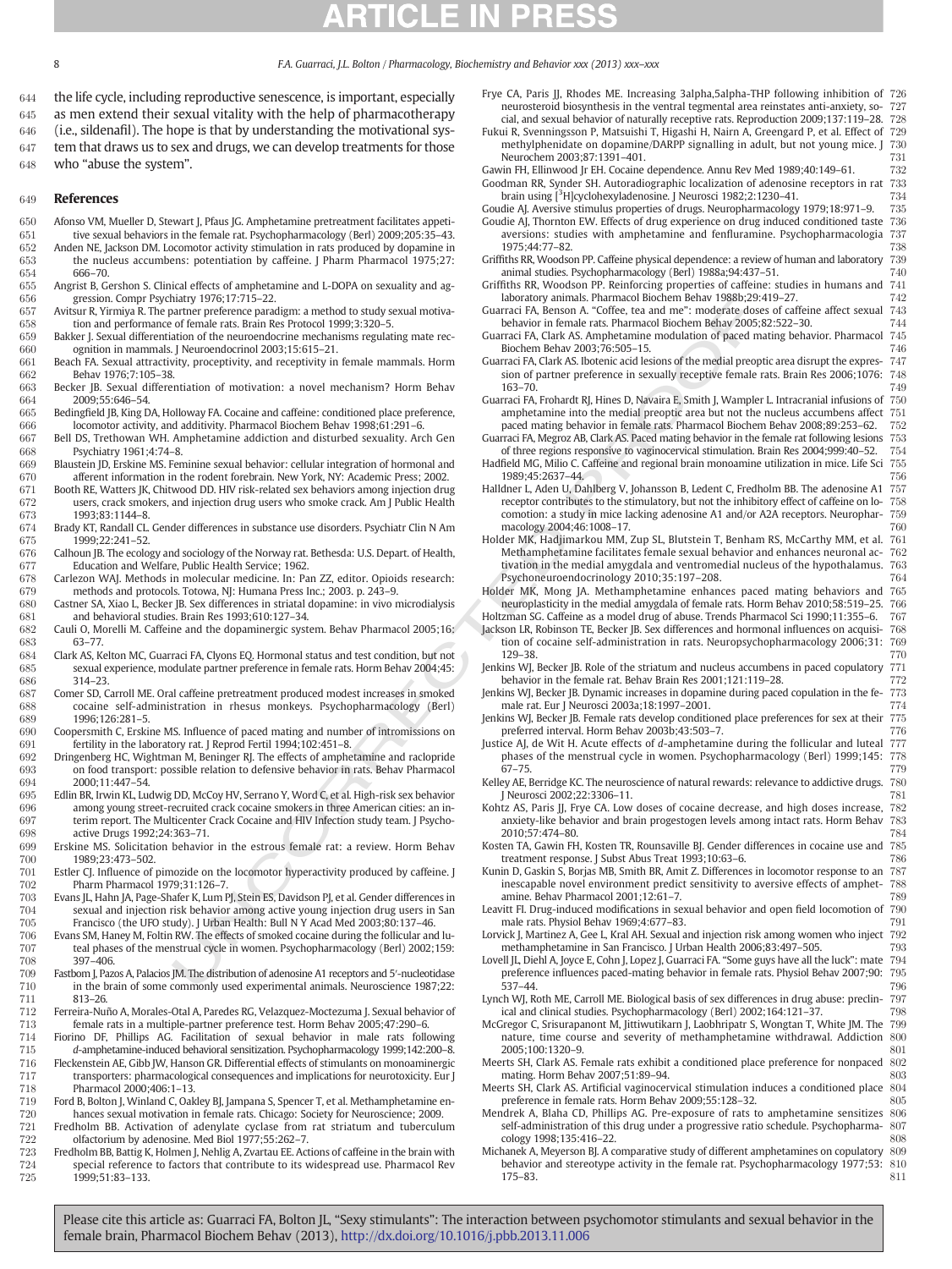the life cycle, including reproductive senescence, is important, especially as men extend their sexual vitality with the help of pharmacotherapy (i.e., sildenafil). The hope is that by understanding the motivational system that draws us to sex and drugs, we can develop treatments for those who "abuse the system".

## References

Afonso VM, Mueller D, Stewart J, Pfaus JG. Amphetamine pretreatment facilitates appetitive sexual behaviors in the female rat. Psychopharmacology (Berl) 2009;205:35–43.

Anden NE, Jackson DM. Locomotor activity stimulation in rats produced by dopamine in the nucleus accumbens: potentiation by caffeine. J Pharm Pharmacol 1975;27:666–70.

Angrist B, Gershon S. Clinical effects of amphetamine and L-DOPA on sexuality and aggression. Compr Psychiatry 1976;17:715–22.

Avitsur R, Yirmiya R. The partner preference paradigm: a method to study sexual motivation and performance of female rats. Brain Res Protocol 1999;3:320–5.

Bakker J. Sexual differentiation of the neuroendocrine mechanisms regulating mate recognition in mammals. J Neuroendocrinol 2003;15:615–21.

Beach FA. Sexual attractivity, proceptivity, and receptivity in female mammals. Horm Behav 1976;7:105–38.

Becker JB. Sexual differentiation of motivation: a novel mechanism? Horm Behav 2009;55:646–54.

Bedingfield JB, King DA, Holloway FA. Cocaine and caffeine: conditioned place preference, locomotor activity, and additivity. Pharmacol Biochem Behav 1998;61:291–6.

Bell DS, Trethowan WH. Amphetamine addiction and disturbed sexuality. Arch Gen Psychiatry 1961;4:74–8.

Blaustein JD, Erskine MS. Feminine sexual behavior: cellular integration of hormonal and afferent information in the rodent forebrain. New York, NY: Academic Press; 2002.

Booth RE, Watters JK, Chitwood DD. HIV risk-related sex behaviors among injection drug users, crack smokers, and injection drug users who smoke crack. Am J Public Health 1993;83:1144–8.

Brady KT, Randall CL. Gender differences in substance use disorders. Psychiatr Clin N Am 1999;22:241–52.

Calhoun JB. The ecology and sociology of the Norway rat. Bethesda: U.S. Depart. of Health, Education and Welfare, Public Health Service; 1962.

Carlezon WAJ. Methods in molecular medicine. In: Pan ZZ, editor. Opioids research: methods and protocols. Totowa, NJ: Humana Press Inc.; 2003. p. 243–9.

Castner SA, Xiao L, Becker JB. Sex differences in striatal dopamine: in vivo microdialysis and behavioral studies. Brain Res 1993;610:127–34.

Cauli O, Morelli M. Caffeine and the dopaminergic system. Behav Pharmacol 2005;16:63–77.

Clark AS, Kelton MC, Guarraci FA, Clyons EQ. Hormonal status and test condition, but not sexual experience, modulate partner preference in female rats. Horm Behav 2004;45:314–23.

Comer SD, Carroll ME. Oral caffeine pretreatment produced modest increases in smoked cocaine self-administration in rhesus monkeys. Psychopharmacology (Berl) 1996;126:281–5.

Coopersmith C, Erskine MS. Influence of paced mating and number of intromissions on fertility in the laboratory rat. J Reprod Fertil 1994;102:451–8.

Dringenberg HC, Wightman M, Beninger RJ. The effects of amphetamine and raclopride on food transport: possible relation to defensive behavior in rats. Behav Pharmacol 2000;11:447–54.

Edlin BR, Irwin KL, Ludwig DD, McCoy HV, Serrano Y, Word C, et al. High-risk sex behavior among young street-recruited crack cocaine smokers in three American cities: an interim report. The Multicenter Crack Cocaine and HIV Infection study team. J Psychoactive Drugs 1992;24:363–71.

Erskine MS. Solicitation behavior in the estrous female rat: a review. Horm Behav 1989;23:473–502.

Estler CJ. Influence of pimozide on the locomotor hyperactivity produced by caffeine. J Pharm Pharmacol 1979;31:126–7.

Evans JL, Hahn JA, Page-Shafer K, Lum PJ, Stein ES, Davidson PJ, et al. Gender differences in sexual and injection risk behavior among active young injection drug users in San Francisco (the UFO study). J Urban Health: Bull N Y Acad Med 2003;80:137–46.

Evans SM, Haney M, Foltin RW. The effects of smoked cocaine during the follicular and luteal phases of the menstrual cycle in women. Psychopharmacology (Berl) 2002;159:397–406.

Fastbom J, Pazos A, Palacios JM. The distribution of adenosine A1 receptors and 5′-nucleotidase in the brain of some commonly used experimental animals. Neuroscience 1987;22:813–26.

Ferreira-Nuño A, Morales-Otal A, Paredes RG, Velazquez-Moctezuma J. Sexual behavior of female rats in a multiple-partner preference test. Horm Behav 2005;47:290–6.

Fiorino DF, Phillips AG. Facilitation of sexual behavior in male rats following d-amphetamine-induced behavioral sensitization. Psychopharmacology 1999;142:200–8.

Fleckenstein AE, Gibb JW, Hanson GR. Differential effects of stimulants on monoaminergic transporters: pharmacological consequences and implications for neurotoxicity. Eur J Pharmacol 2000;406:1–13.

Ford B, Bolton J, Winland C, Oakley BJ, Jampana S, Spencer T, et al. Methamphetamine enhances sexual motivation in female rats. Chicago: Society for Neuroscience; 2009.

Fredholm BB. Activation of adenylate cyclase from rat striatum and tuberculum olfactorium by adenosine. Med Biol 1977;55:262–7.

Fredholm BB, Battig K, Holmen J, Nehlig A, Zvartau EE. Actions of caffeine in the brain with special reference to factors that contribute to its widespread use. Pharmacol Rev 1999;51:83–133.

Frye CA, Paris JJ, Rhodes ME. Increasing 3alpha,5alpha-THP following inhibition of neurosteroid biosynthesis in the ventral tegmental area reinstates anti-anxiety, social, and sexual behavior of naturally receptive rats. Reproduction 2009;137:119–28.

Fukui R, Svenningsson P, Matsuishi T, Higashi H, Nairn A, Greengard P, et al. Effect of methylphenidate on dopamine/DARPP signalling in adult, but not young mice. J Neurochem 2003;87:1391–401.

Gawin FH, Ellinwood Jr EH. Cocaine dependence. Annu Rev Med 1989;40:149–61.

Goodman RR, Synder SH. Autoradiographic localization of adenosine receptors in rat brain using [$^{3}$H]cyclohexyladenosine. J Neurosci 1982;2:1230–41.

Goudie AJ. Aversive stimulus properties of drugs. Neuropharmacology 1979;18:971–9.

Goudie AJ, Thornton EW. Effects of drug experience on drug induced conditioned taste aversions: studies with amphetamine and fenfluramine. Psychopharmacologia 1975;44:77–82.

Griffiths RR, Woodson PP. Caffeine physical dependence: a review of human and laboratory animal studies. Psychopharmacology (Berl) 1988a;94:437–51.

Griffiths RR, Woodson PP. Reinforcing properties of caffeine: studies in humans and laboratory animals. Pharmacol Biochem Behav 1988b;29:419–27.

Guarraci FA, Benson A. "Coffee, tea and me": moderate doses of caffeine affect sexual behavior in female rats. Pharmacol Biochem Behav 2005;82:522–30.

Guarraci FA, Clark AS. Amphetamine modulation of paced mating behavior. Pharmacol Biochem Behav 2003;76:505–15.

Guarraci FA, Clark AS. Ibotenic acid lesions of the medial preoptic area disrupt the expression of partner preference in sexually receptive female rats. Brain Res 2006;1076:163–70.

Guarraci FA, Frohardt RJ, Hines D, Navaira E, Smith J, Wampler L. Intracranial infusions of amphetamine into the medial preoptic area but not the nucleus accumbens affect paced mating behavior in female rats. Pharmacol Biochem Behav 2008;89:253–62.

Guarraci FA, Megroz AB, Clark AS. Paced mating behavior in the female rat following lesions of three regions responsive to vaginocervical stimulation. Brain Res 2004;999:40–52.

Hadfield MG, Milio C. Caffeine and regional brain monoamine utilization in mice. Life Sci 1989;45:2637–44.

Halldner L, Aden U, Dahlberg V, Johansson B, Ledent C, Fredholm BB. The adenosine A1 receptor contributes to the stimulatory, but not the inhibitory effect of caffeine on locomotion: a study in mice lacking adenosine A1 and/or A2A receptors. Neuropharmacology 2004;46:1008–17.

Holder MK, Hadjimarkou MM, Zup SL, Blutstein T, Benham RS, McCarthy MM, et al. Methamphetamine facilitates female sexual behavior and enhances neuronal activation in the medial amygdala and ventromedial nucleus of the hypothalamus. Psychoneuroendocrinology 2010;35:197–208.

Holder MK, Mong JA. Methamphetamine enhances paced mating behaviors and neuroplasticity in the medial amygdala of female rats. Horm Behav 2010;58:519–25.

Holtzman SG. Caffeine as a model drug of abuse. Trends Pharmacol Sci 1990;11:355–6.

Jackson LR, Robinson TE, Becker JB. Sex differences and hormonal influences on acquisition of cocaine self-administration in rats. Neuropsychopharmacology 2006;31:129–38.

Jenkins WJ, Becker JB. Role of the striatum and nucleus accumbens in paced copulatory behavior in the female rat. Behav Brain Res 2001;121:119–28.

Jenkins WJ, Becker JB. Dynamic increases in dopamine during paced copulation in the female rat. Eur J Neurosci 2003a;18:1997–2001.

Jenkins WJ, Becker JB. Female rats develop conditioned place preferences for sex at their preferred interval. Horm Behav 2003b;43:503–7.

Justice AJ, de Wit H. Acute effects of d-amphetamine during the follicular and luteal phases of the menstrual cycle in women. Psychopharmacology (Berl) 1999;145:67–75.

Kelley AE, Berridge KC. The neuroscience of natural rewards: relevance to addictive drugs. J Neurosci 2002;22:3306–11.

Kohtz AS, Paris JJ, Frye CA. Low doses of cocaine decrease, and high doses increase, anxiety-like behavior and brain progestogen levels among intact rats. Horm Behav 2010;57:474–80.

Kosten TA, Gawin FH, Kosten TR, Rounsaville BJ. Gender differences in cocaine use and treatment response. J Subst Abus Treat 1993;10:63–6.

Kunin D, Gaskin S, Borjas MB, Smith BR, Amit Z. Differences in locomotor response to an inescapable novel environment predict sensitivity to aversive effects of amphetamine. Behav Pharmacol 2001;12:61–7.

Leavitt FI. Drug-induced modifications in sexual behavior and open field locomotion of male rats. Physiol Behav 1969;4:677–83.

Lorvick J, Martinez A, Gee L, Kral AH. Sexual and injection risk among women who inject methamphetamine in San Francisco. J Urban Health 2006;83:497–505.

Lovell JL, Diehl A, Joyce E, Cohn J, Lopez J, Guarraci FA. "Some guys have all the luck": mate preference influences paced-mating behavior in female rats. Physiol Behav 2007;90:537–44.

Lynch WJ, Roth ME, Carroll ME. Biological basis of sex differences in drug abuse: preclinical and clinical studies. Psychopharmacology (Berl) 2002;164:121–37.

McGregor C, Srisurapanont M, Jittiwutikarn J, Laobhripatr S, Wongtan T, White JM. The nature, time course and severity of methamphetamine withdrawal. Addiction 2005;100:1320–9.

Meerts SH, Clark AS. Female rats exhibit a conditioned place preference for nonpaced mating. Horm Behav 2007;51:89–94.

Meerts SH, Clark AS. Artificial vaginocervical stimulation induces a conditioned place preference in female rats. Horm Behav 2009;55:128–32.

Mendrek A, Blaha CD, Phillips AG. Pre-exposure of rats to amphetamine sensitizes self-administration of this drug under a progressive ratio schedule. Psychopharmacology 1998;135:416–22.

Michanek A, Meyerson BJ. A comparative study of different amphetamines on copulatory behavior and stereotype activity in the female rat. Psychopharmacology 1977;53:175–83.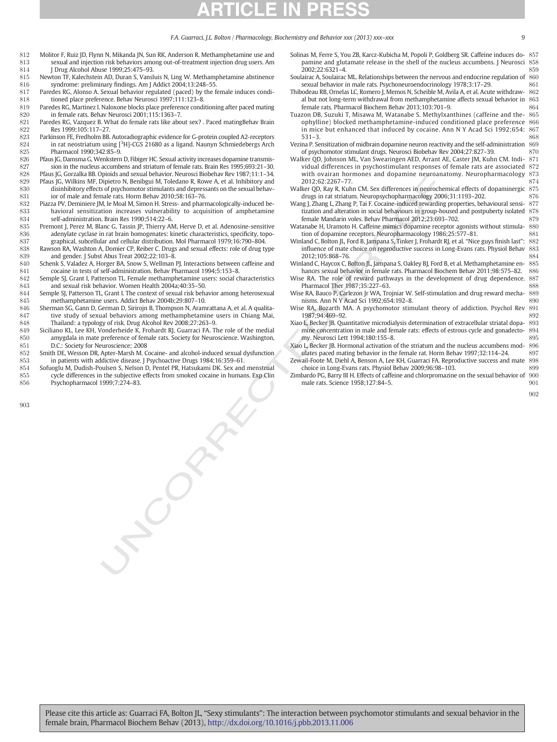Molitor F, Ruiz JD, Flynn N, Mikanda JN, Sun RK, Anderson R. Methamphetamine use and sexual and injection risk behaviors among out-of-treatment injection drug users. Am J Drug Alcohol Abuse 1999;25:475–93.

Newton TF, Kalechstein AD, Duran S, Vansluis N, Ling W. Methamphetamine abstinence syndrome: preliminary findings. Am J Addict 2004;13:248–55.

Paredes RG, Alonso A. Sexual behavior regulated (paced) by the female induces conditioned place preference. Behav Neurosci 1997;111:123–8.

Paredes RG, Martinez I. Naloxone blocks place preference conditioning after paced mating in female rats. Behav Neurosci 2001;115:1363–7.

Paredes RG, Vazquez B. What do female rats like about sex? . Paced matingBehav Brain Res 1999;105:117–27.

Parkinson FE, Fredholm BB. Autoradiographic evidence for G-protein coupled A2-receptors in rat neostriatum using [$^{3}$H]-CGS 21680 as a ligand. Naunyn Schmiedebergs Arch Pharmacol 1990;342:85–9.

Pfaus JG, Damsma G, Wenkstern D, Fibiger HC. Sexual activity increases dopamine transmission in the nucleus accumbens and striatum of female rats. Brain Res 1995;693:21–30.

Pfaus JG, Gorzalka BB. Opioids and sexual behavior. Neurosci Biobehav Rev 1987;11:1–34.

Pfaus JG, Wilkins MF, Dipietro N, Benibgui M, Toledano R, Rowe A, et al. Inhibitory and disinhibitory effects of psychomotor stimulants and depressants on the sexual behavior of male and female rats. Horm Behav 2010;58:163–76.

Piazza PV, Deminiere JM, le Moal M, Simon H. Stress- and pharmacologically-induced behavioral sensitization increases vulnerability to acquisition of amphetamine self-administration. Brain Res 1990;514:22–6.

Premont J, Perez M, Blanc G, Tassin JP, Thierry AM, Herve D, et al. Adenosine-sensitive adenylate cyclase in rat brain homogenates: kinetic characteristics, specificity, topographical, subcellular and cellular distribution. Mol Pharmacol 1979;16:790–804.

Rawson RA, Washton A, Domier CP, Reiber C. Drugs and sexual effects: role of drug type and gender. J Subst Abus Treat 2002;22:103–8.

Schenk S, Valadez A, Horger BA, Snow S, Wellman PJ. Interactions between caffeine and cocaine in tests of self-administration. Behav Pharmacol 1994;5:153–8.

Semple SJ, Grant I, Patterson TL. Female methamphetamine users: social characteristics and sexual risk behavior. Women Health 2004a;40:35–50.

Semple SJ, Patterson TL, Grant I. The context of sexual risk behavior among heterosexual methamphetamine users. Addict Behav 2004b;29:807–10.

Sherman SG, Gann D, German D, Sirirojn B, Thompson N, Aramrattana A, et al. A qualitative study of sexual behaviors among methamphetamine users in Chiang Mai, Thailand: a typology of risk. Drug Alcohol Rev 2008;27:263–9.

Siciliano KL, Lee KH, Vonderheide K, Frohardt RJ, Guarraci FA. The role of the medial amygdala in mate preference of female rats. Society for Neuroscience. Washington, D.C.: Society for Neuroscience; 2008

Smith DE, Wesson DR, Apter-Marsh M. Cocaine- and alcohol-induced sexual dysfunction in patients with addictive disease. J Psychoactive Drugs 1984;16:359–61.

Sofuoglu M, Dudish-Poulsen S, Nelson D, Pentel PR, Hatsukami DK. Sex and menstrual cycle differences in the subjective effects from smoked cocaine in humans. Exp Clin Psychopharmacol 1999;7:274–83.

Solinas M, Ferre S, You ZB, Karcz-Kubicha M, Popoli P, Goldberg SR. Caffeine induces dopamine and glutamate release in the shell of the nucleus accumbens. J Neurosci 2002;22:6321–4.

Soulairac A, Soulairac ML. Relationships between the nervous and endocrine regulation of sexual behavior in male rats. Psychoneuroendocrinology 1978;3:17–29.

Thibodeau RB, Ornelas LC, Romero J, Memos N, Scheible M, Avila A, et al. Acute withdrawal but not long-term withdrawal from methamphetamine affects sexual behavior in female rats. Pharmacol Biochem Behav 2013;103:701–9.

Tuazon DB, Suzuki T, Misawa M, Watanabe S. Methylxanthines (caffeine and theophylline) blocked methamphetamine-induced conditioned place preference in mice but enhanced that induced by cocaine. Ann N Y Acad Sci 1992;654: 531–3.

Vezina P. Sensitization of midbrain dopamine neuron reactivity and the self-administration of psychomotor stimulant drugs. Neurosci Biobehav Rev 2004;27:827–39.

Walker QD, Johnson ML, Van Swearingen AED, Arrant AE, Caster JM, Kuhn CM. Individual differences in psychostimulant responses of female rats are associated with ovairan hormones and dopamine neuroanatomy. Neuropharmacology 2012;62:2267–77.

Walker QD, Ray R, Kuhn CM. Sex differences in neurochemical effects of dopaminergic drugs in rat striatum. Neuropsychopharmacology 2006;31:1193–202.

Wang J, Zhang L, Zhang P, Tai F. Cocaine-induced rewarding properties, behavioural sensitization and alteration in social behaviours in group-housed and postpuberty isolated female Mandarin voles. Behav Pharmacol 2012;23:693–702.

Watanabe H, Uramoto H. Caffeine mimics dopamine receptor agonists without stimulation of dopamine receptors. Neuropharmacology 1986;25:577–81.

Winland C, Bolton JL, Ford B, Jampana S, Tinker J, Frohardt RJ, et al. "Nice guys finish last": influence of mate choice on reproductive success in Long-Evans rats. Physiol Behav 2012;105:868–76.

Winland C, Haycox C, Bolton JL, Jampana S, Oakley BJ, Ford B, et al. Methamphetamine enhances sexual behavior in female rats. Pharmacol Biochem Behav 2011;98:575–82.

Wise RA. The role of reward pathways in the development of drug dependence. Pharmacol Ther 1987;35:227–63.

Wise RA, Bauco P, Carlezon Jr WA, Trojniar W. Self-stimulation and drug reward mechanisms. Ann N Y Acad Sci 1992;654:192–8.

Wise RA, Bozarth MA. A psychomotor stimulant theory of addiction. Psychol Rev 1987;94:469–92.

Xiao L, Becker JB. Quantitative microdialysis determination of extracellular striatal dopamine concentration in male and female rats: effects of estrous cycle and gonadectomy. Neurosci Lett 1994;180:155–8.

Xiao L, Becker JB. Hormonal activation of the striatum and the nucleus accumbens modulates paced mating behavior in the female rat. Horm Behav 1997;32:114–24.

Zewail-Foote M, Diehl A, Benson A, Lee KH, Guarraci FA. Reproductive success and mate choice in Long-Evans rats. Physiol Behav 2009;96:98–103.

Zimbardo PG, Barry III H. Effects of caffeine and chlorpromazine on the sexual behavior of male rats. Science 1958;127:84–5.